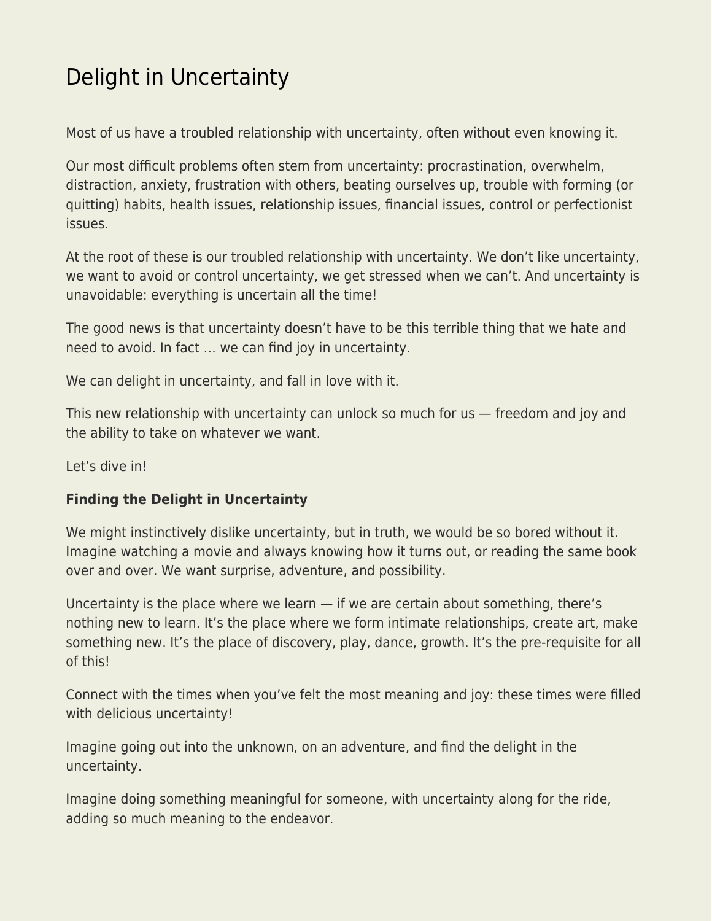# Delight in Uncertainty

Most of us have a troubled relationship with uncertainty, often without even knowing it.

Our most difficult problems often stem from uncertainty: procrastination, overwhelm, distraction, anxiety, frustration with others, beating ourselves up, trouble with forming (or quitting) habits, health issues, relationship issues, financial issues, control or perfectionist issues.

At the root of these is our troubled relationship with uncertainty. We don't like uncertainty, we want to avoid or control uncertainty, we get stressed when we can't. And uncertainty is unavoidable: everything is uncertain all the time!

The good news is that uncertainty doesn't have to be this terrible thing that we hate and need to avoid. In fact … we can find joy in uncertainty.

We can delight in uncertainty, and fall in love with it.

This new relationship with uncertainty can unlock so much for us — freedom and joy and the ability to take on whatever we want.

Let's dive in!

**Finding the Delight in Uncertainty**

We might instinctively dislike uncertainty, but in truth, we would be so bored without it. Imagine watching a movie and always knowing how it turns out, or reading the same book over and over. We want surprise, adventure, and possibility.

Uncertainty is the place where we learn — if we are certain about something, there's nothing new to learn. It's the place where we form intimate relationships, create art, make something new. It's the place of discovery, play, dance, growth. It's the pre-requisite for all of this!

Connect with the times when you've felt the most meaning and joy: these times were filled with delicious uncertainty!

Imagine going out into the unknown, on an adventure, and find the delight in the uncertainty.

Imagine doing something meaningful for someone, with uncertainty along for the ride, adding so much meaning to the endeavor.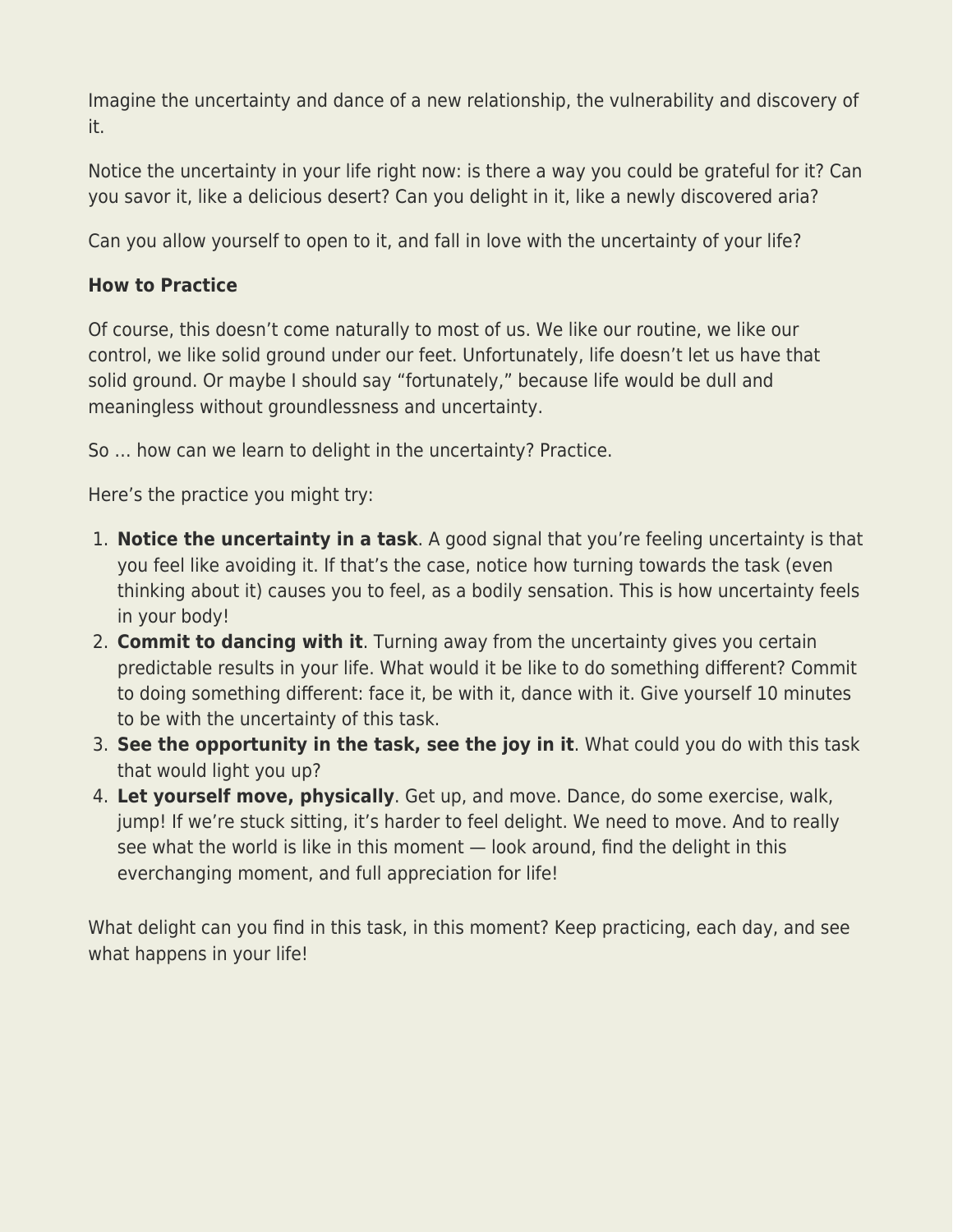Imagine the uncertainty and dance of a new relationship, the vulnerability and discovery of it.

Notice the uncertainty in your life right now: is there a way you could be grateful for it? Can you savor it, like a delicious desert? Can you delight in it, like a newly discovered aria?

Can you allow yourself to open to it, and fall in love with the uncertainty of your life?

**How to Practice**

Of course, this doesn't come naturally to most of us. We like our routine, we like our control, we like solid ground under our feet. Unfortunately, life doesn't let us have that solid ground. Or maybe I should say "fortunately," because life would be dull and meaningless without groundlessness and uncertainty.

So … how can we learn to delight in the uncertainty? Practice.

Here's the practice you might try:

1. **Notice the uncertainty in a task**. A good signal that you're feeling uncertainty is that you feel like avoiding it. If that's the case, notice how turning towards the task (even thinking about it) causes you to feel, as a bodily sensation. This is how uncertainty feels in your body!
2. **Commit to dancing with it**. Turning away from the uncertainty gives you certain predictable results in your life. What would it be like to do something different? Commit to doing something different: face it, be with it, dance with it. Give yourself 10 minutes to be with the uncertainty of this task.
3. **See the opportunity in the task, see the joy in it**. What could you do with this task that would light you up?
4. **Let yourself move, physically**. Get up, and move. Dance, do some exercise, walk, jump! If we're stuck sitting, it's harder to feel delight. We need to move. And to really see what the world is like in this moment — look around, find the delight in this everchanging moment, and full appreciation for life!

What delight can you find in this task, in this moment? Keep practicing, each day, and see what happens in your life!